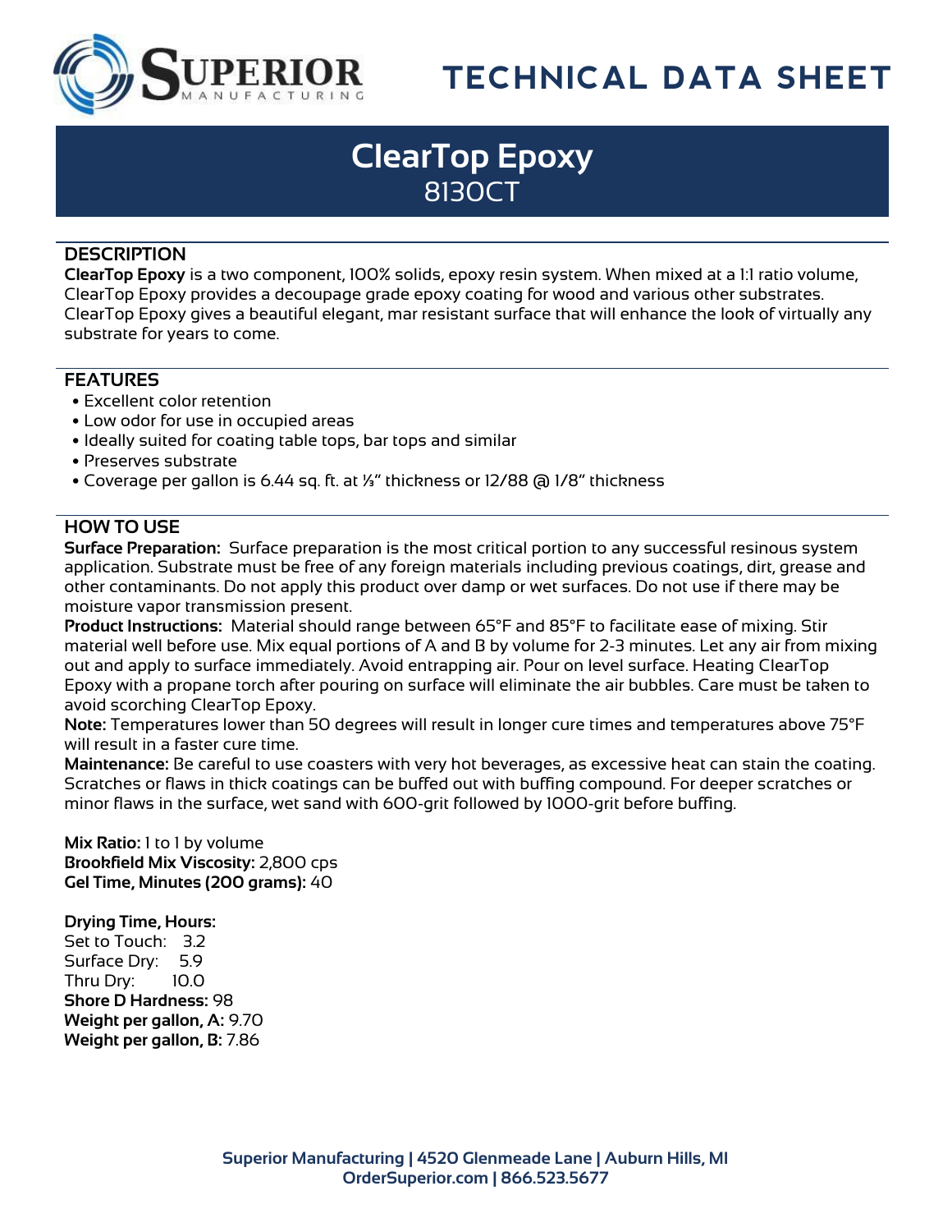# TECHNICAL DATA SHEET

# ClearTop Epoxy

## 8130CT

## DESCRIPTION

**ClearTop Epoxy** is a two component, 100% solids, epoxy resin system. When mixed at a 1:1 ratio volume, ClearTop Epoxy provides a decoupage grade epoxy coating for wood and various other substrates. ClearTop Epoxy gives a beautiful elegant, mar resistant surface that will enhance the look of virtually any substrate for years to come.

## FEATURES

- Excellent color retention
- Low odor for use in occupied areas
- Ideally suited for coating table tops, bar tops and similar
- Preserves substrate
- Coverage per gallon is 6.44 sq. ft. at ⅓" thickness or 12/88 @ 1/8" thickness

## HOW TO USE

**Surface Preparation:** Surface preparation is the most critical portion to any successful resinous system application. Substrate must be free of any foreign materials including previous coatings, dirt, grease and other contaminants. Do not apply this product over damp or wet surfaces. Do not use if there may be moisture vapor transmission present.

**Product Instructions:** Material should range between 65°F and 85°F to facilitate ease of mixing. Stir material well before use. Mix equal portions of A and B by volume for 2-3 minutes. Let any air from mixing out and apply to surface immediately. Avoid entrapping air. Pour on level surface. Heating ClearTop Epoxy with a propane torch after pouring on surface will eliminate the air bubbles. Care must be taken to avoid scorching ClearTop Epoxy.

**Note:** Temperatures lower than 50 degrees will result in longer cure times and temperatures above 75°F will result in a faster cure time.

**Maintenance:** Be careful to use coasters with very hot beverages, as excessive heat can stain the coating. Scratches or flaws in thick coatings can be buffed out with buffing compound. For deeper scratches or minor flaws in the surface, wet sand with 600-grit followed by 1000-grit before buffing.

**Mix Ratio:** 1 to 1 by volume
**Brookfield Mix Viscosity:** 2,800 cps
**Gel Time, Minutes (200 grams):** 40

**Drying Time, Hours:**
Set to Touch: 3.2
Surface Dry: 5.9
Thru Dry: 10.0
**Shore D Hardness:** 98
**Weight per gallon, A:** 9.70
**Weight per gallon, B:** 7.86

Superior Manufacturing | 4520 Glenmeade Lane | Auburn Hills, MI
OrderSuperior.com | 866.523.5677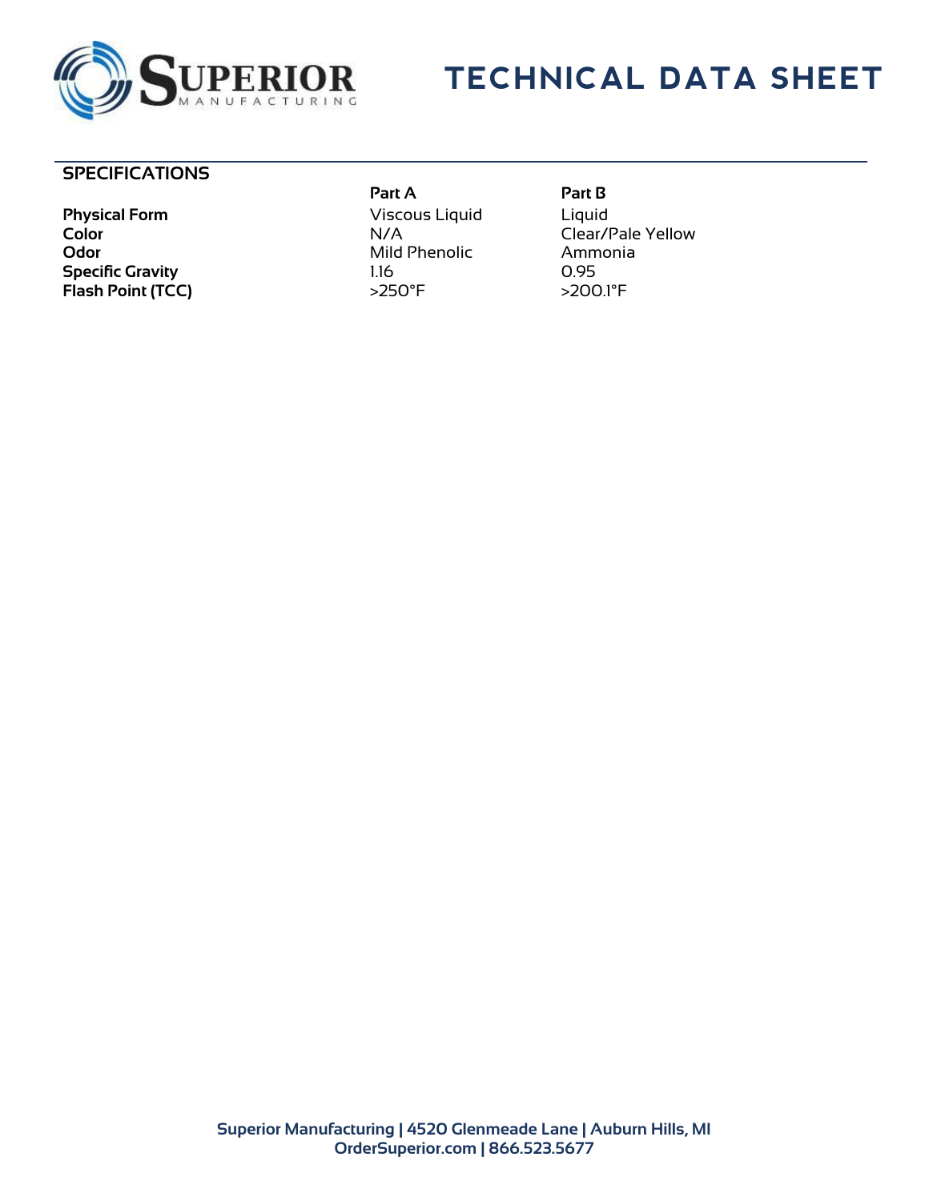# TECHNICAL DATA SHEET

## SPECIFICATIONS

| | Part A | Part B |
| --- | --- | --- |
| **Physical Form** | Viscous Liquid | Liquid |
| **Color** | N/A | Clear/Pale Yellow |
| **Odor** | Mild Phenolic | Ammonia |
| **Specific Gravity** | 1.16 | 0.95 |
| **Flash Point (TCC)** | >250°F | >200.1°F |

Superior Manufacturing | 4520 Glenmeade Lane | Auburn Hills, MI
OrderSuperior.com | 866.523.5677